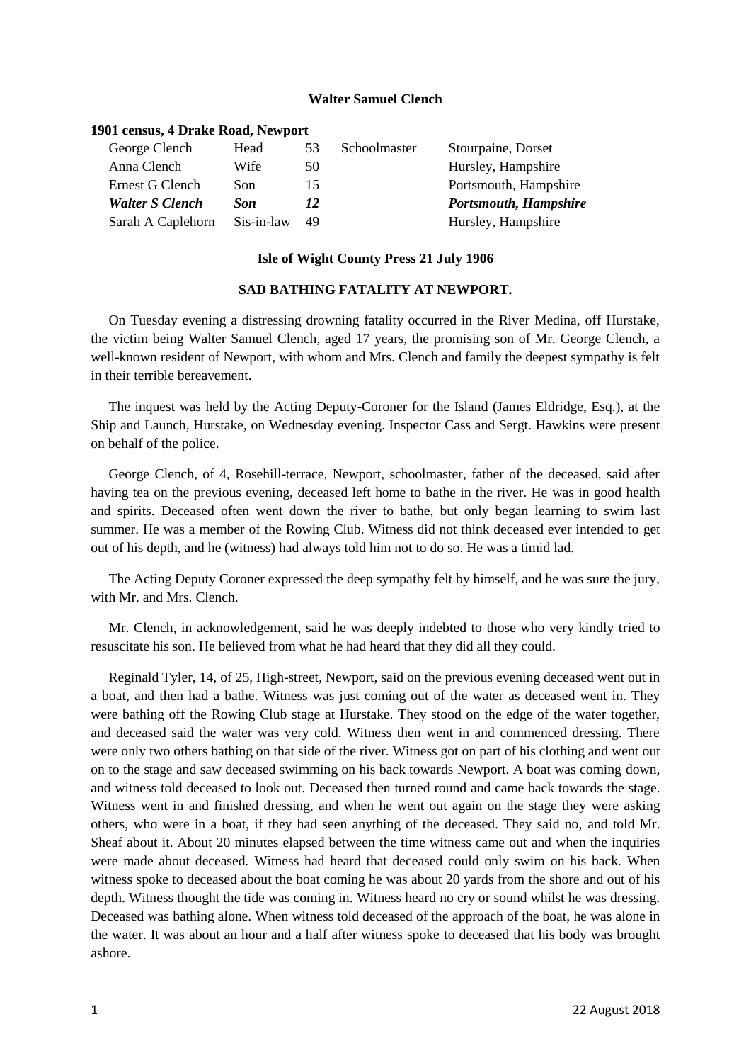**Walter Samuel Clench**

**1901 census, 4 Drake Road, Newport**

| | | | | |
|---|---|---|---|---|
| George Clench | Head | 53 | Schoolmaster | Stourpaine, Dorset |
| Anna Clench | Wife | 50 | | Hursley, Hampshire |
| Ernest G Clench | Son | 15 | | Portsmouth, Hampshire |
| ***Walter S Clench*** | ***Son*** | ***12*** | | ***Portsmouth, Hampshire*** |
| Sarah A Caplehorn | Sis-in-law | 49 | | Hursley, Hampshire |

**Isle of Wight County Press 21 July 1906**

**SAD BATHING FATALITY AT NEWPORT.**

On Tuesday evening a distressing drowning fatality occurred in the River Medina, off Hurstake, the victim being Walter Samuel Clench, aged 17 years, the promising son of Mr. George Clench, a well-known resident of Newport, with whom and Mrs. Clench and family the deepest sympathy is felt in their terrible bereavement.

The inquest was held by the Acting Deputy-Coroner for the Island (James Eldridge, Esq.), at the Ship and Launch, Hurstake, on Wednesday evening. Inspector Cass and Sergt. Hawkins were present on behalf of the police.

George Clench, of 4, Rosehill-terrace, Newport, schoolmaster, father of the deceased, said after having tea on the previous evening, deceased left home to bathe in the river. He was in good health and spirits. Deceased often went down the river to bathe, but only began learning to swim last summer. He was a member of the Rowing Club. Witness did not think deceased ever intended to get out of his depth, and he (witness) had always told him not to do so. He was a timid lad.

The Acting Deputy Coroner expressed the deep sympathy felt by himself, and he was sure the jury, with Mr. and Mrs. Clench.

Mr. Clench, in acknowledgement, said he was deeply indebted to those who very kindly tried to resuscitate his son. He believed from what he had heard that they did all they could.

Reginald Tyler, 14, of 25, High-street, Newport, said on the previous evening deceased went out in a boat, and then had a bathe. Witness was just coming out of the water as deceased went in. They were bathing off the Rowing Club stage at Hurstake. They stood on the edge of the water together, and deceased said the water was very cold. Witness then went in and commenced dressing. There were only two others bathing on that side of the river. Witness got on part of his clothing and went out on to the stage and saw deceased swimming on his back towards Newport. A boat was coming down, and witness told deceased to look out. Deceased then turned round and came back towards the stage. Witness went in and finished dressing, and when he went out again on the stage they were asking others, who were in a boat, if they had seen anything of the deceased. They said no, and told Mr. Sheaf about it. About 20 minutes elapsed between the time witness came out and when the inquiries were made about deceased. Witness had heard that deceased could only swim on his back. When witness spoke to deceased about the boat coming he was about 20 yards from the shore and out of his depth. Witness thought the tide was coming in. Witness heard no cry or sound whilst he was dressing. Deceased was bathing alone. When witness told deceased of the approach of the boat, he was alone in the water. It was about an hour and a half after witness spoke to deceased that his body was brought ashore.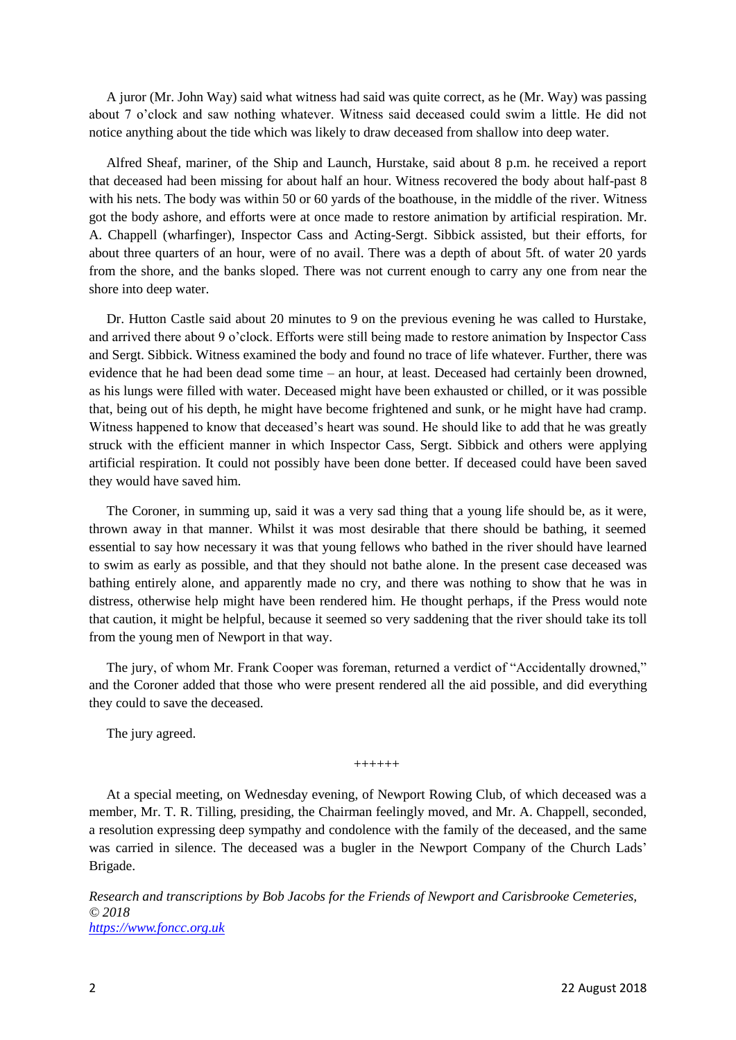A juror (Mr. John Way) said what witness had said was quite correct, as he (Mr. Way) was passing about 7 o'clock and saw nothing whatever. Witness said deceased could swim a little. He did not notice anything about the tide which was likely to draw deceased from shallow into deep water.

Alfred Sheaf, mariner, of the Ship and Launch, Hurstake, said about 8 p.m. he received a report that deceased had been missing for about half an hour. Witness recovered the body about half-past 8 with his nets. The body was within 50 or 60 yards of the boathouse, in the middle of the river. Witness got the body ashore, and efforts were at once made to restore animation by artificial respiration. Mr. A. Chappell (wharfinger), Inspector Cass and Acting-Sergt. Sibbick assisted, but their efforts, for about three quarters of an hour, were of no avail. There was a depth of about 5ft. of water 20 yards from the shore, and the banks sloped. There was not current enough to carry any one from near the shore into deep water.

Dr. Hutton Castle said about 20 minutes to 9 on the previous evening he was called to Hurstake, and arrived there about 9 o'clock. Efforts were still being made to restore animation by Inspector Cass and Sergt. Sibbick. Witness examined the body and found no trace of life whatever. Further, there was evidence that he had been dead some time – an hour, at least. Deceased had certainly been drowned, as his lungs were filled with water. Deceased might have been exhausted or chilled, or it was possible that, being out of his depth, he might have become frightened and sunk, or he might have had cramp. Witness happened to know that deceased's heart was sound. He should like to add that he was greatly struck with the efficient manner in which Inspector Cass, Sergt. Sibbick and others were applying artificial respiration. It could not possibly have been done better. If deceased could have been saved they would have saved him.

The Coroner, in summing up, said it was a very sad thing that a young life should be, as it were, thrown away in that manner. Whilst it was most desirable that there should be bathing, it seemed essential to say how necessary it was that young fellows who bathed in the river should have learned to swim as early as possible, and that they should not bathe alone. In the present case deceased was bathing entirely alone, and apparently made no cry, and there was nothing to show that he was in distress, otherwise help might have been rendered him. He thought perhaps, if the Press would note that caution, it might be helpful, because it seemed so very saddening that the river should take its toll from the young men of Newport in that way.

The jury, of whom Mr. Frank Cooper was foreman, returned a verdict of "Accidentally drowned," and the Coroner added that those who were present rendered all the aid possible, and did everything they could to save the deceased.

The jury agreed.

++++++

At a special meeting, on Wednesday evening, of Newport Rowing Club, of which deceased was a member, Mr. T. R. Tilling, presiding, the Chairman feelingly moved, and Mr. A. Chappell, seconded, a resolution expressing deep sympathy and condolence with the family of the deceased, and the same was carried in silence. The deceased was a bugler in the Newport Company of the Church Lads' Brigade.

*Research and transcriptions by Bob Jacobs for the Friends of Newport and Carisbrooke Cemeteries, © 2018*
[https://www.foncc.org.uk](https://www.foncc.org.uk)